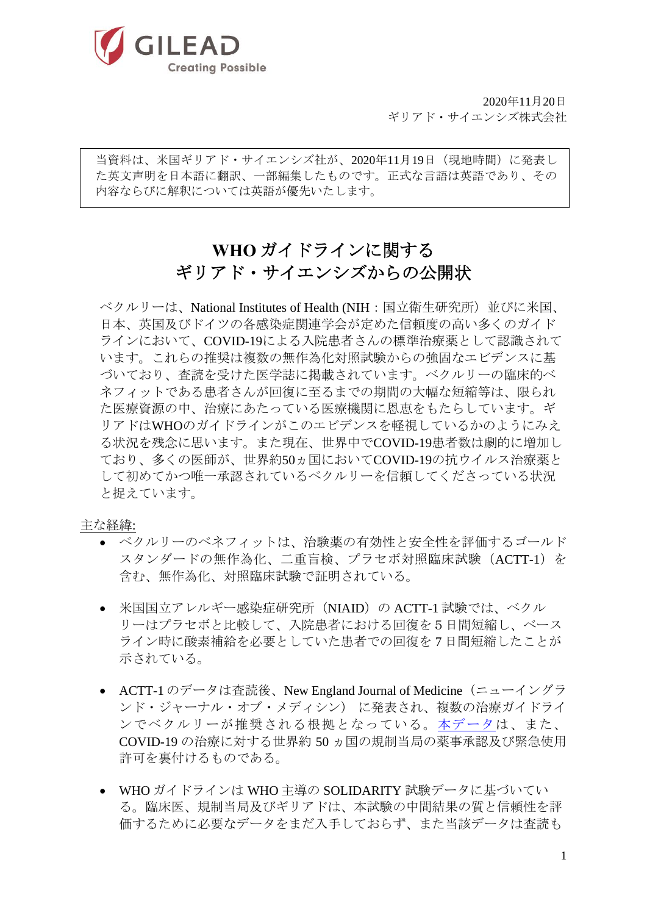GILEAD
Creating Possible

2020年11月20日
ギリアド・サイエンシズ株式会社

> 当資料は、米国ギリアド・サイエンシズ社が、2020年11月19日（現地時間）に発表した英文声明を日本語に翻訳、一部編集したものです。正式な言語は英語であり、その内容ならびに解釈については英語が優先いたします。

# WHO ガイドラインに関する<br>ギリアド・サイエンシズからの公開状

ベクルリーは、National Institutes of Health (NIH：国立衛生研究所）並びに米国、日本、英国及びドイツの各感染症関連学会が定めた信頼度の高い多くのガイドラインにおいて、COVID-19による入院患者さんの標準治療薬として認識されています。これらの推奨は複数の無作為化対照試験からの強固なエビデンスに基づいており、査読を受けた医学誌に掲載されています。ベクルリーの臨床的ベネフィットである患者さんが回復に至るまでの期間の大幅な短縮等は、限られた医療資源の中、治療にあたっている医療機関に恩恵をもたらしています。ギリアドはWHOのガイドラインがこのエビデンスを軽視しているかのようにみえる状況を残念に思います。また現在、世界中でCOVID-19患者数は劇的に増加しており、多くの医師が、世界約50ヵ国においてCOVID-19の抗ウイルス治療薬として初めてかつ唯一承認されているベクルリーを信頼してくださっている状況と捉えています。

主な経緯:

- ベクルリーのベネフィットは、治験薬の有効性と安全性を評価するゴールドスタンダードの無作為化、二重盲検、プラセボ対照臨床試験（ACTT-1）を含む、無作為化、対照臨床試験で証明されている。
- 米国国立アレルギー感染症研究所（NIAID）の ACTT-1 試験では、ベクルリーはプラセボと比較して、入院患者における回復を 5 日間短縮し、ベースライン時に酸素補給を必要としていた患者での回復を 7 日間短縮したことが示されている。
- ACTT-1 のデータは査読後、New England Journal of Medicine（ニューイングランド・ジャーナル・オブ・メディシン） に発表され、複数の治療ガイドラインでベクルリーが推奨される根拠となっている。本データは、また、COVID-19 の治療に対する世界約 50 ヵ国の規制当局の薬事承認及び緊急使用許可を裏付けるものである。
- WHO ガイドラインは WHO 主導の SOLIDARITY 試験データに基づいている。臨床医、規制当局及びギリアドは、本試験の中間結果の質と信頼性を評価するために必要なデータをまだ入手しておらず、また当該データは査読も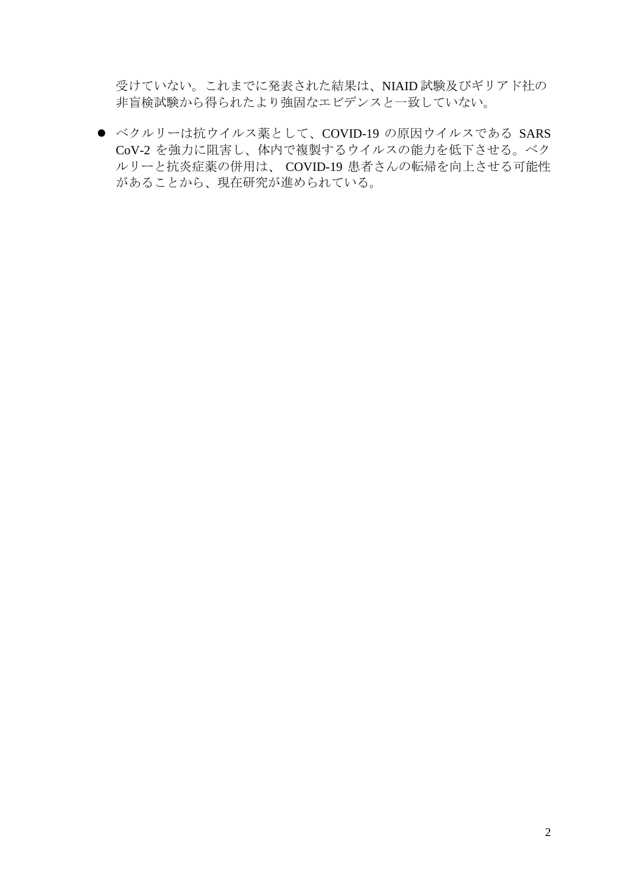受けていない。これまでに発表された結果は、NIAID 試験及びギリアド社の非盲検試験から得られたより強固なエビデンスと一致していない。

- ベクルリーは抗ウイルス薬として、COVID-19 の原因ウイルスである SARS CoV-2 を強力に阻害し、体内で複製するウイルスの能力を低下させる。ベクルリーと抗炎症薬の併用は、 COVID-19 患者さんの転帰を向上させる可能性があることから、現在研究が進められている。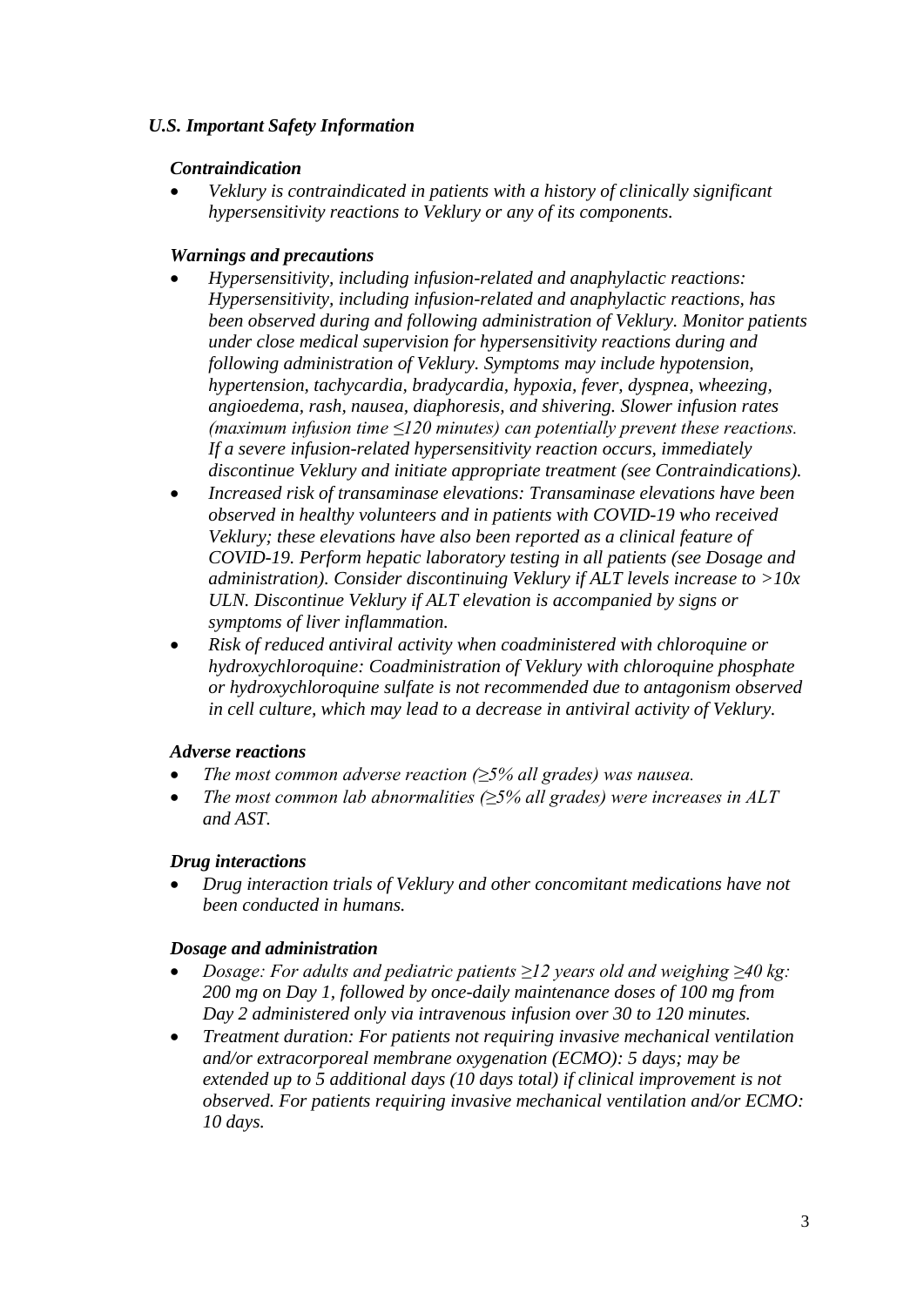## *U.S. Important Safety Information*

### *Contraindication*

- *Veklury is contraindicated in patients with a history of clinically significant hypersensitivity reactions to Veklury or any of its components.*

### *Warnings and precautions*

- *Hypersensitivity, including infusion-related and anaphylactic reactions: Hypersensitivity, including infusion-related and anaphylactic reactions, has been observed during and following administration of Veklury. Monitor patients under close medical supervision for hypersensitivity reactions during and following administration of Veklury. Symptoms may include hypotension, hypertension, tachycardia, bradycardia, hypoxia, fever, dyspnea, wheezing, angioedema, rash, nausea, diaphoresis, and shivering. Slower infusion rates (maximum infusion time ≤120 minutes) can potentially prevent these reactions. If a severe infusion-related hypersensitivity reaction occurs, immediately discontinue Veklury and initiate appropriate treatment (see Contraindications).*
- *Increased risk of transaminase elevations: Transaminase elevations have been observed in healthy volunteers and in patients with COVID-19 who received Veklury; these elevations have also been reported as a clinical feature of COVID-19. Perform hepatic laboratory testing in all patients (see Dosage and administration). Consider discontinuing Veklury if ALT levels increase to >10x ULN. Discontinue Veklury if ALT elevation is accompanied by signs or symptoms of liver inflammation.*
- *Risk of reduced antiviral activity when coadministered with chloroquine or hydroxychloroquine: Coadministration of Veklury with chloroquine phosphate or hydroxychloroquine sulfate is not recommended due to antagonism observed in cell culture, which may lead to a decrease in antiviral activity of Veklury.*

### *Adverse reactions*

- *The most common adverse reaction (≥5% all grades) was nausea.*
- *The most common lab abnormalities (≥5% all grades) were increases in ALT and AST.*

### *Drug interactions*

- *Drug interaction trials of Veklury and other concomitant medications have not been conducted in humans.*

### *Dosage and administration*

- *Dosage: For adults and pediatric patients ≥12 years old and weighing ≥40 kg: 200 mg on Day 1, followed by once-daily maintenance doses of 100 mg from Day 2 administered only via intravenous infusion over 30 to 120 minutes.*
- *Treatment duration: For patients not requiring invasive mechanical ventilation and/or extracorporeal membrane oxygenation (ECMO): 5 days; may be extended up to 5 additional days (10 days total) if clinical improvement is not observed. For patients requiring invasive mechanical ventilation and/or ECMO: 10 days.*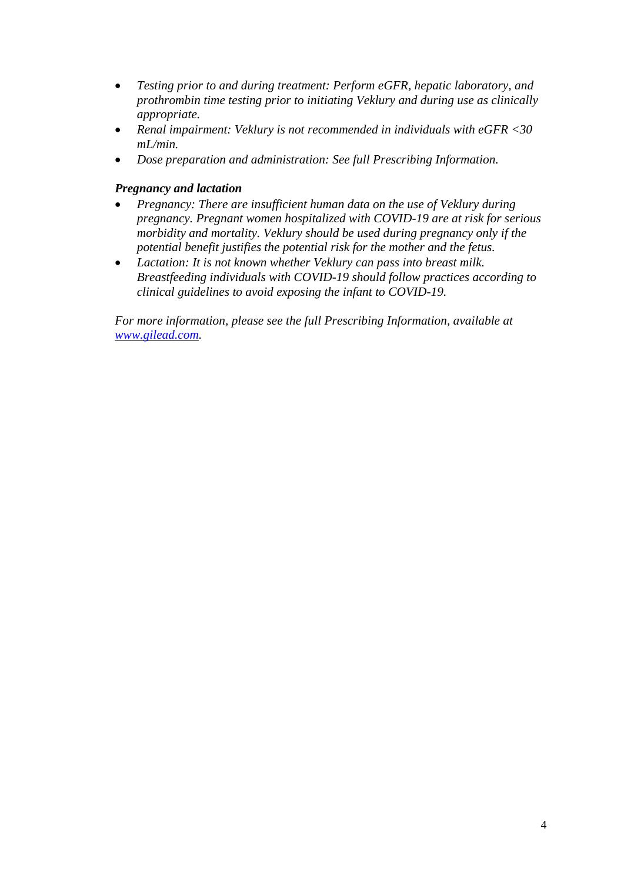- *Testing prior to and during treatment: Perform eGFR, hepatic laboratory, and prothrombin time testing prior to initiating Veklury and during use as clinically appropriate.*
- *Renal impairment: Veklury is not recommended in individuals with eGFR <30 mL/min.*
- *Dose preparation and administration: See full Prescribing Information.*

***Pregnancy and lactation***

- *Pregnancy: There are insufficient human data on the use of Veklury during pregnancy. Pregnant women hospitalized with COVID-19 are at risk for serious morbidity and mortality. Veklury should be used during pregnancy only if the potential benefit justifies the potential risk for the mother and the fetus.*
- *Lactation: It is not known whether Veklury can pass into breast milk. Breastfeeding individuals with COVID-19 should follow practices according to clinical guidelines to avoid exposing the infant to COVID-19.*

*For more information, please see the full Prescribing Information, available at [www.gilead.com](http://www.gilead.com).*